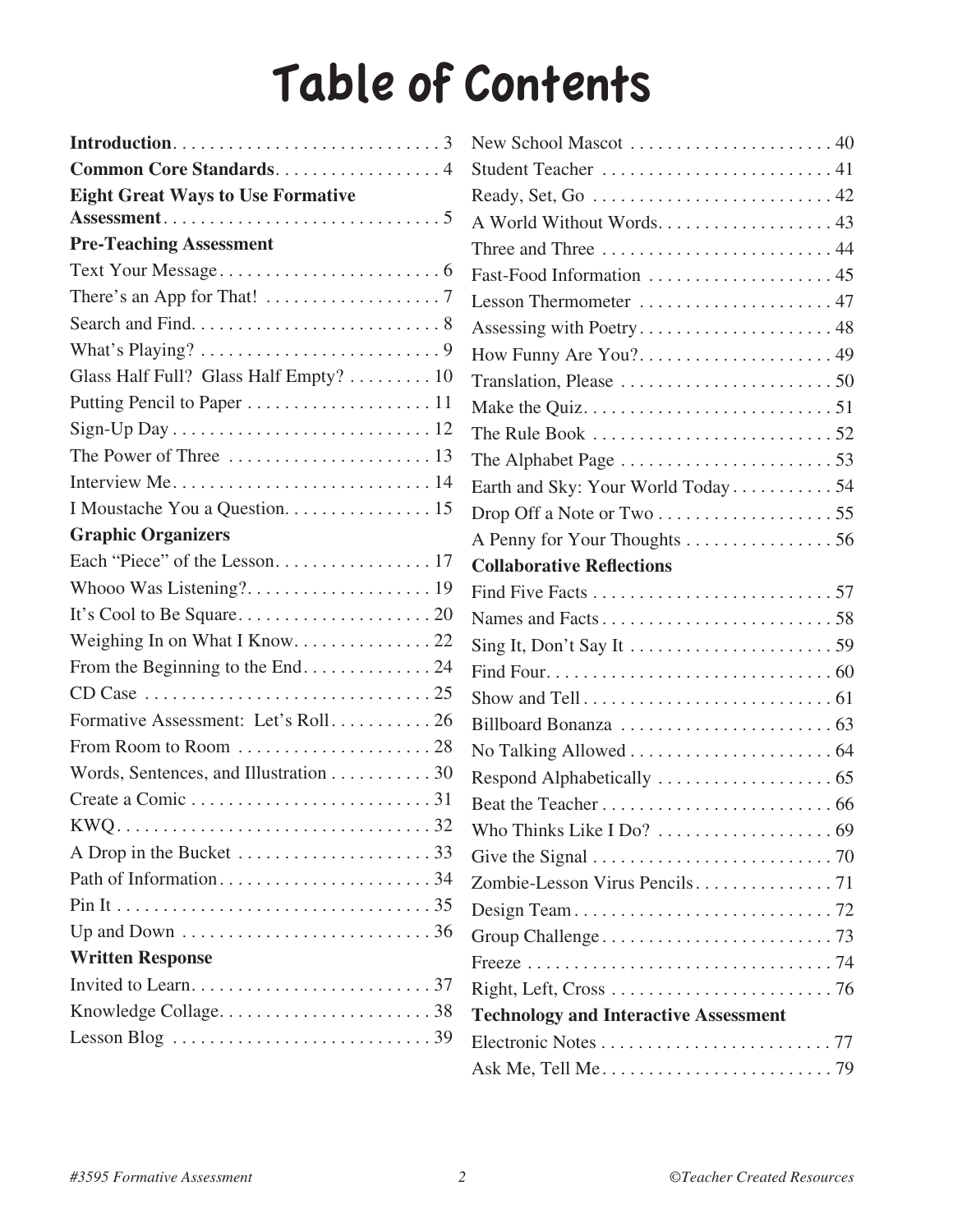# Table of Contents

**Introduction** . . . . . . . . . . . . . . . . . . . . . . . . . . . . 3
**Common Core Standards** . . . . . . . . . . . . . . . . . . 4
**Eight Great Ways to Use Formative Assessment** . . . . . . . . . . . . . . . . . . . . . . . . . . . . . . 5

**Pre-Teaching Assessment**

Text Your Message . . . . . . . . . . . . . . . . . . . . . . . . 6
There's an App for That! . . . . . . . . . . . . . . . . . . . 7
Search and Find . . . . . . . . . . . . . . . . . . . . . . . . . . 8
What's Playing? . . . . . . . . . . . . . . . . . . . . . . . . . . 9
Glass Half Full? Glass Half Empty? . . . . . . . . . 10
Putting Pencil to Paper . . . . . . . . . . . . . . . . . . . . 11
Sign-Up Day . . . . . . . . . . . . . . . . . . . . . . . . . . . . 12
The Power of Three . . . . . . . . . . . . . . . . . . . . . . 13
Interview Me . . . . . . . . . . . . . . . . . . . . . . . . . . . . 14
I Moustache You a Question . . . . . . . . . . . . . . . . 15

**Graphic Organizers**

Each "Piece" of the Lesson . . . . . . . . . . . . . . . . . 17
Whooo Was Listening? . . . . . . . . . . . . . . . . . . . . 19
It's Cool to Be Square . . . . . . . . . . . . . . . . . . . . . 20
Weighing In on What I Know . . . . . . . . . . . . . . . 22
From the Beginning to the End . . . . . . . . . . . . . . 24
CD Case . . . . . . . . . . . . . . . . . . . . . . . . . . . . . . . 25
Formative Assessment: Let's Roll . . . . . . . . . . . 26
From Room to Room . . . . . . . . . . . . . . . . . . . . . 28
Words, Sentences, and Illustration . . . . . . . . . . . 30
Create a Comic . . . . . . . . . . . . . . . . . . . . . . . . . . 31
KWQ . . . . . . . . . . . . . . . . . . . . . . . . . . . . . . . . . . 32
A Drop in the Bucket . . . . . . . . . . . . . . . . . . . . . 33
Path of Information . . . . . . . . . . . . . . . . . . . . . . . 34
Pin It . . . . . . . . . . . . . . . . . . . . . . . . . . . . . . . . . . 35
Up and Down . . . . . . . . . . . . . . . . . . . . . . . . . . . 36

**Written Response**

Invited to Learn . . . . . . . . . . . . . . . . . . . . . . . . . . 37
Knowledge Collage . . . . . . . . . . . . . . . . . . . . . . . 38
Lesson Blog . . . . . . . . . . . . . . . . . . . . . . . . . . . . 39
New School Mascot . . . . . . . . . . . . . . . . . . . . . . 40
Student Teacher . . . . . . . . . . . . . . . . . . . . . . . . . 41
Ready, Set, Go . . . . . . . . . . . . . . . . . . . . . . . . . . 42
A World Without Words . . . . . . . . . . . . . . . . . . . 43
Three and Three . . . . . . . . . . . . . . . . . . . . . . . . . 44
Fast-Food Information . . . . . . . . . . . . . . . . . . . . 45
Lesson Thermometer . . . . . . . . . . . . . . . . . . . . . 47
Assessing with Poetry . . . . . . . . . . . . . . . . . . . . . 48
How Funny Are You? . . . . . . . . . . . . . . . . . . . . . 49
Translation, Please . . . . . . . . . . . . . . . . . . . . . . . 50
Make the Quiz . . . . . . . . . . . . . . . . . . . . . . . . . . . 51
The Rule Book . . . . . . . . . . . . . . . . . . . . . . . . . . 52
The Alphabet Page . . . . . . . . . . . . . . . . . . . . . . . 53
Earth and Sky: Your World Today . . . . . . . . . . . 54
Drop Off a Note or Two . . . . . . . . . . . . . . . . . . . 55
A Penny for Your Thoughts . . . . . . . . . . . . . . . . 56

**Collaborative Reflections**

Find Five Facts . . . . . . . . . . . . . . . . . . . . . . . . . . 57
Names and Facts . . . . . . . . . . . . . . . . . . . . . . . . . 58
Sing It, Don't Say It . . . . . . . . . . . . . . . . . . . . . . 59
Find Four . . . . . . . . . . . . . . . . . . . . . . . . . . . . . . . 60
Show and Tell . . . . . . . . . . . . . . . . . . . . . . . . . . . 61
Billboard Bonanza . . . . . . . . . . . . . . . . . . . . . . . 63
No Talking Allowed . . . . . . . . . . . . . . . . . . . . . . 64
Respond Alphabetically . . . . . . . . . . . . . . . . . . . 65
Beat the Teacher . . . . . . . . . . . . . . . . . . . . . . . . . 66
Who Thinks Like I Do? . . . . . . . . . . . . . . . . . . . 69
Give the Signal . . . . . . . . . . . . . . . . . . . . . . . . . . 70
Zombie-Lesson Virus Pencils . . . . . . . . . . . . . . . 71
Design Team . . . . . . . . . . . . . . . . . . . . . . . . . . . . 72
Group Challenge . . . . . . . . . . . . . . . . . . . . . . . . . 73
Freeze . . . . . . . . . . . . . . . . . . . . . . . . . . . . . . . . . 74
Right, Left, Cross . . . . . . . . . . . . . . . . . . . . . . . . 76

**Technology and Interactive Assessment**

Electronic Notes . . . . . . . . . . . . . . . . . . . . . . . . . 77
Ask Me, Tell Me . . . . . . . . . . . . . . . . . . . . . . . . . 79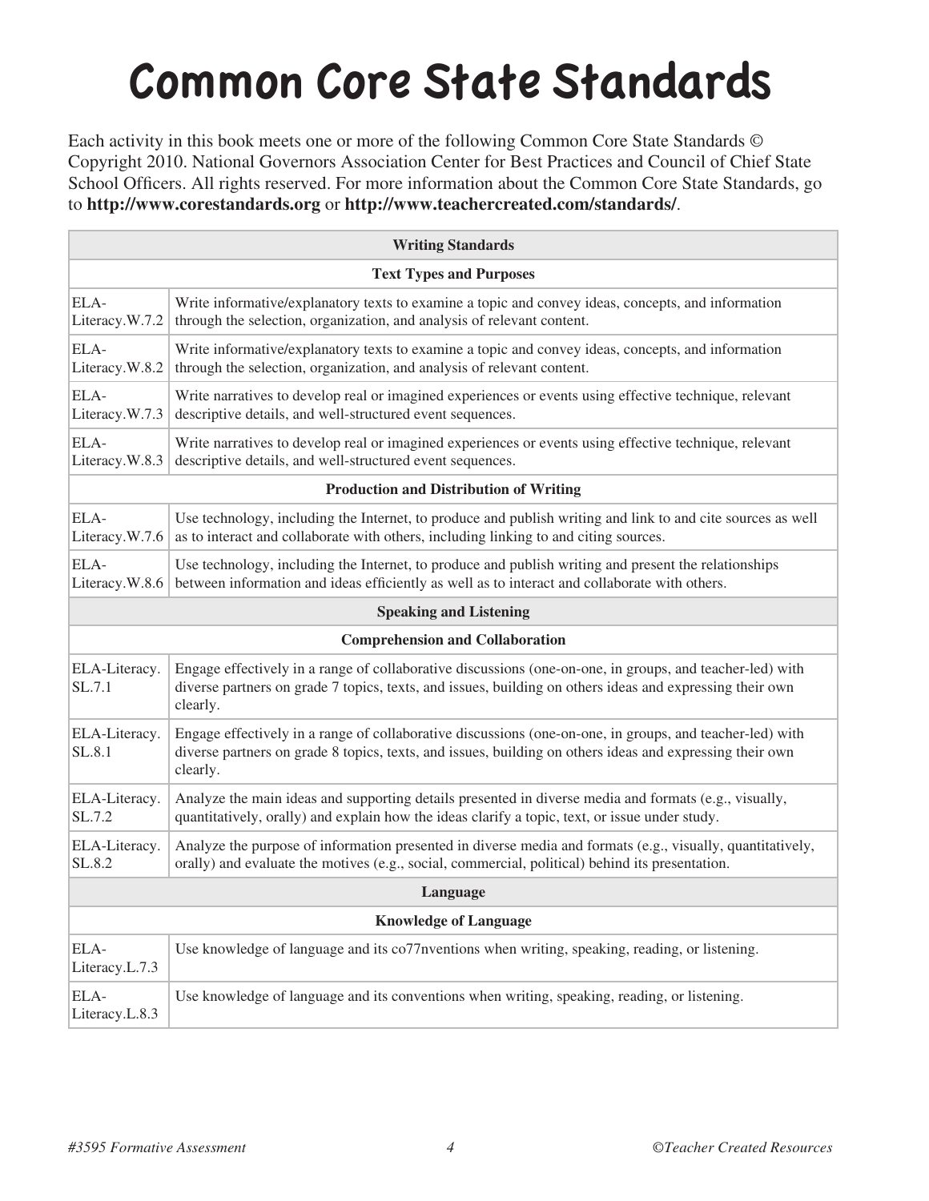# Common Core State Standards

Each activity in this book meets one or more of the following Common Core State Standards © Copyright 2010. National Governors Association Center for Best Practices and Council of Chief State School Officers. All rights reserved. For more information about the Common Core State Standards, go to **http://www.corestandards.org** or **http://www.teachercreated.com/standards/**.

| **Writing Standards** | |
|---|---|
| **Text Types and Purposes** | |
| ELA-Literacy.W.7.2 | Write informative/explanatory texts to examine a topic and convey ideas, concepts, and information through the selection, organization, and analysis of relevant content. |
| ELA-Literacy.W.8.2 | Write informative/explanatory texts to examine a topic and convey ideas, concepts, and information through the selection, organization, and analysis of relevant content. |
| ELA-Literacy.W.7.3 | Write narratives to develop real or imagined experiences or events using effective technique, relevant descriptive details, and well-structured event sequences. |
| ELA-Literacy.W.8.3 | Write narratives to develop real or imagined experiences or events using effective technique, relevant descriptive details, and well-structured event sequences. |
| **Production and Distribution of Writing** | |
| ELA-Literacy.W.7.6 | Use technology, including the Internet, to produce and publish writing and link to and cite sources as well as to interact and collaborate with others, including linking to and citing sources. |
| ELA-Literacy.W.8.6 | Use technology, including the Internet, to produce and publish writing and present the relationships between information and ideas efficiently as well as to interact and collaborate with others. |
| **Speaking and Listening** | |
| **Comprehension and Collaboration** | |
| ELA-Literacy.SL.7.1 | Engage effectively in a range of collaborative discussions (one-on-one, in groups, and teacher-led) with diverse partners on grade 7 topics, texts, and issues, building on others ideas and expressing their own clearly. |
| ELA-Literacy.SL.8.1 | Engage effectively in a range of collaborative discussions (one-on-one, in groups, and teacher-led) with diverse partners on grade 8 topics, texts, and issues, building on others ideas and expressing their own clearly. |
| ELA-Literacy.SL.7.2 | Analyze the main ideas and supporting details presented in diverse media and formats (e.g., visually, quantitatively, orally) and explain how the ideas clarify a topic, text, or issue under study. |
| ELA-Literacy.SL.8.2 | Analyze the purpose of information presented in diverse media and formats (e.g., visually, quantitatively, orally) and evaluate the motives (e.g., social, commercial, political) behind its presentation. |
| **Language** | |
| **Knowledge of Language** | |
| ELA-Literacy.L.7.3 | Use knowledge of language and its co77nventions when writing, speaking, reading, or listening. |
| ELA-Literacy.L.8.3 | Use knowledge of language and its conventions when writing, speaking, reading, or listening. |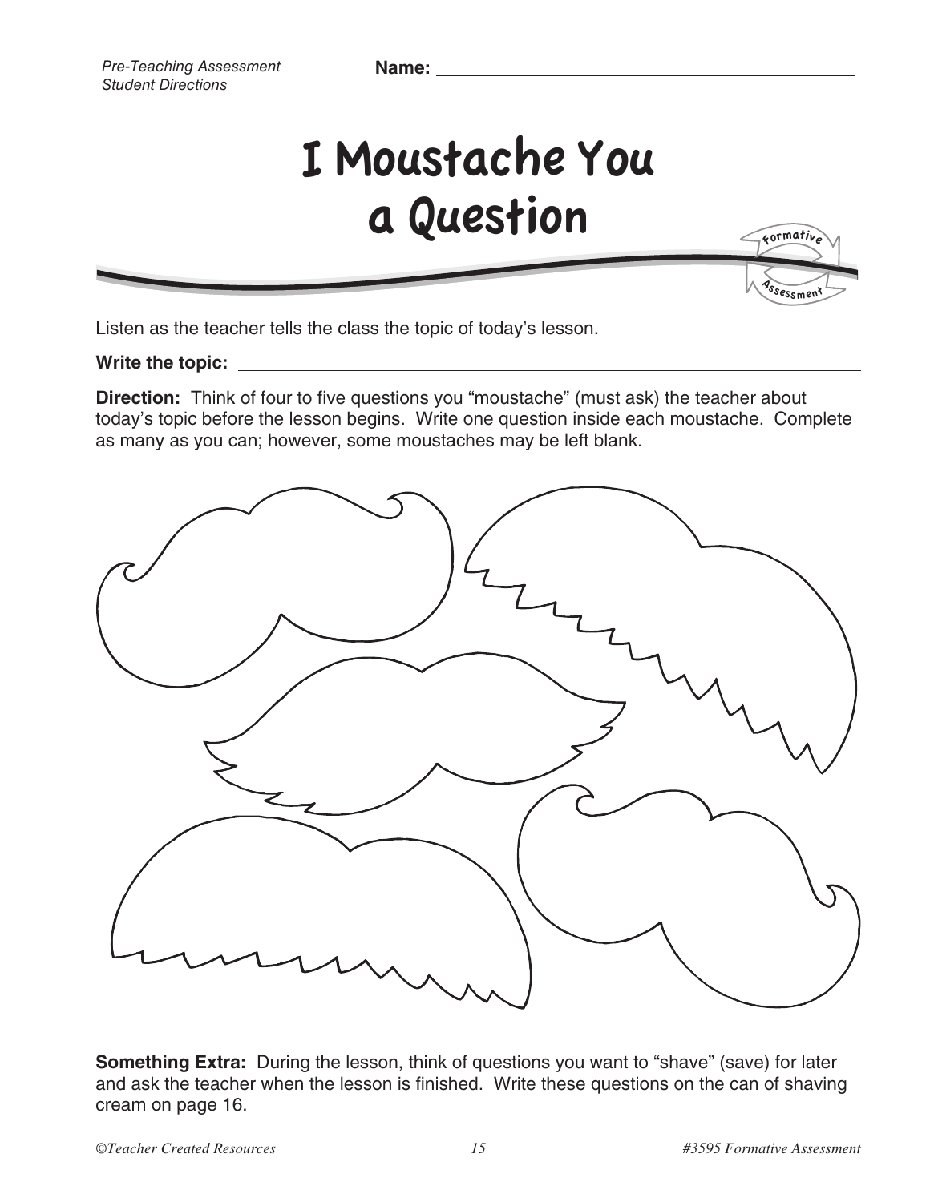*Pre-Teaching Assessment*
*Student Directions*

**Name:** ________________________________________

# I Moustache You a Question

Formative Assessment

Listen as the teacher tells the class the topic of today's lesson.

**Write the topic:** ________________________________________________

**Direction:** Think of four to five questions you "moustache" (must ask) the teacher about today's topic before the lesson begins. Write one question inside each moustache. Complete as many as you can; however, some moustaches may be left blank.

**Something Extra:** During the lesson, think of questions you want to "shave" (save) for later and ask the teacher when the lesson is finished. Write these questions on the can of shaving cream on page 16.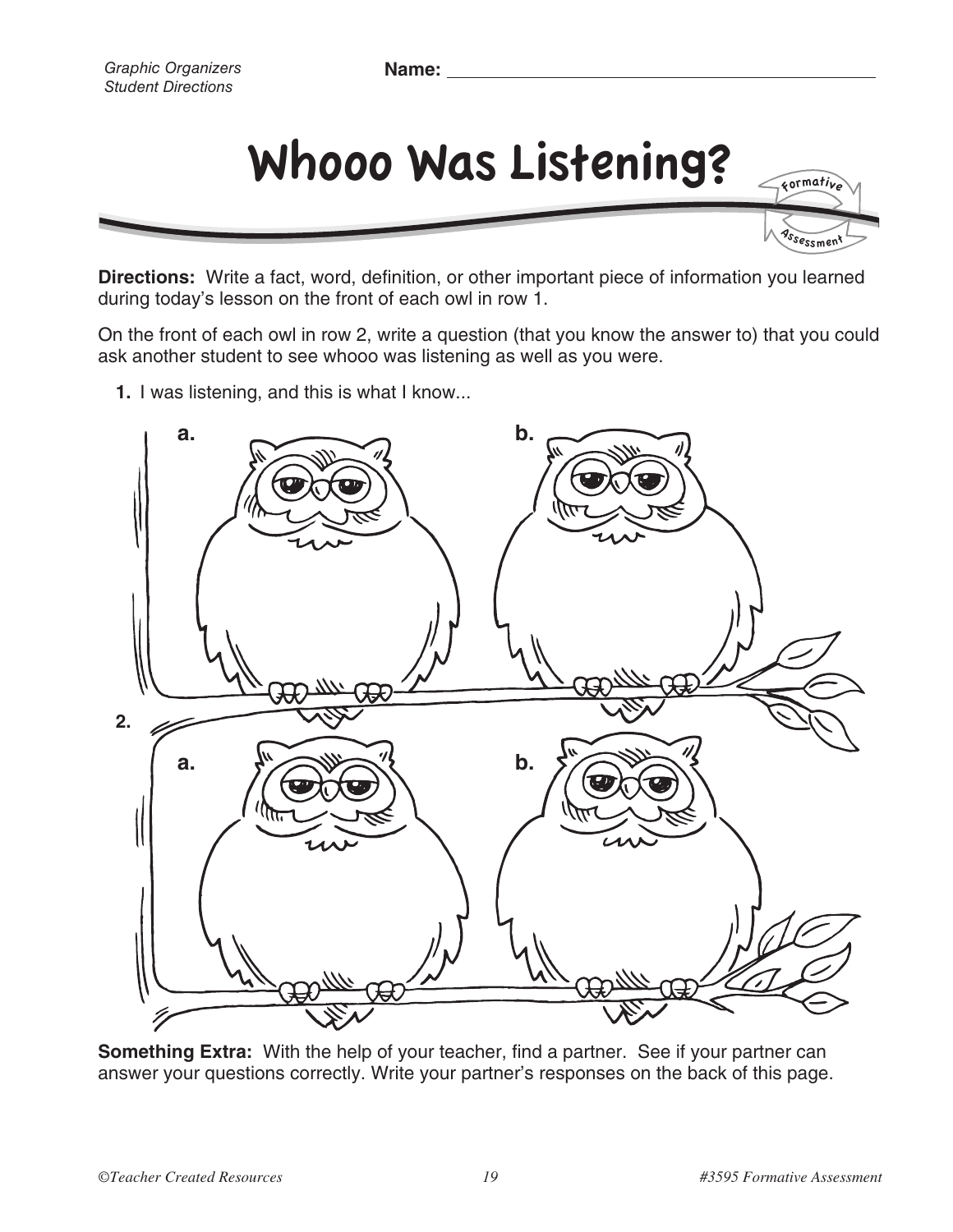Name: ______________________________

# Whooo Was Listening?

**Directions:** Write a fact, word, definition, or other important piece of information you learned during today's lesson on the front of each owl in row 1.

On the front of each owl in row 2, write a question (that you know the answer to) that you could ask another student to see whooo was listening as well as you were.

**1.** I was listening, and this is what I know...

**a.**

**b.**

**2.**

**a.**

**b.**

**Something Extra:** With the help of your teacher, find a partner. See if your partner can answer your questions correctly. Write your partner's responses on the back of this page.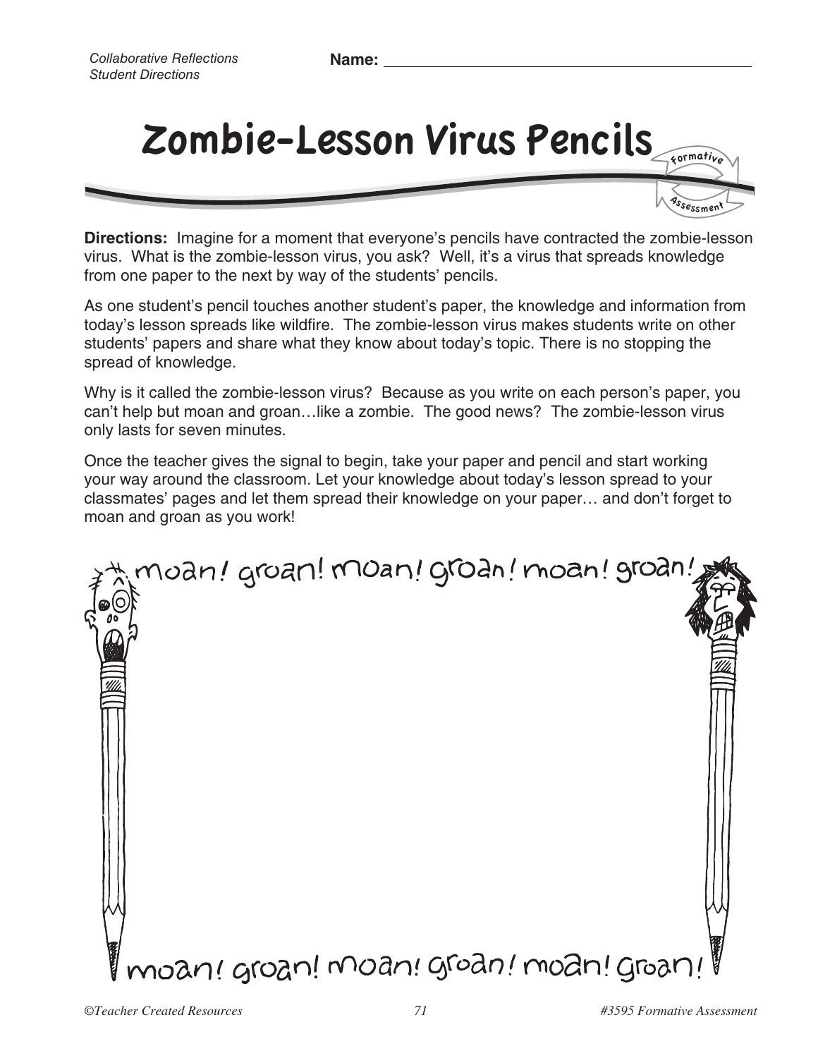*Collaborative Reflections*
*Student Directions*

**Name:** ______________________________

# Zombie-Lesson Virus Pencils

Formative Assessment

**Directions:** Imagine for a moment that everyone's pencils have contracted the zombie-lesson virus. What is the zombie-lesson virus, you ask? Well, it's a virus that spreads knowledge from one paper to the next by way of the students' pencils.

As one student's pencil touches another student's paper, the knowledge and information from today's lesson spreads like wildfire. The zombie-lesson virus makes students write on other students' papers and share what they know about today's topic. There is no stopping the spread of knowledge.

Why is it called the zombie-lesson virus? Because as you write on each person's paper, you can't help but moan and groan…like a zombie. The good news? The zombie-lesson virus only lasts for seven minutes.

Once the teacher gives the signal to begin, take your paper and pencil and start working your way around the classroom. Let your knowledge about today's lesson spread to your classmates' pages and let them spread their knowledge on your paper… and don't forget to moan and groan as you work!

moan! groan! moan! groan! moan! groan!

moan! groan! moan! groan! moan! groan!